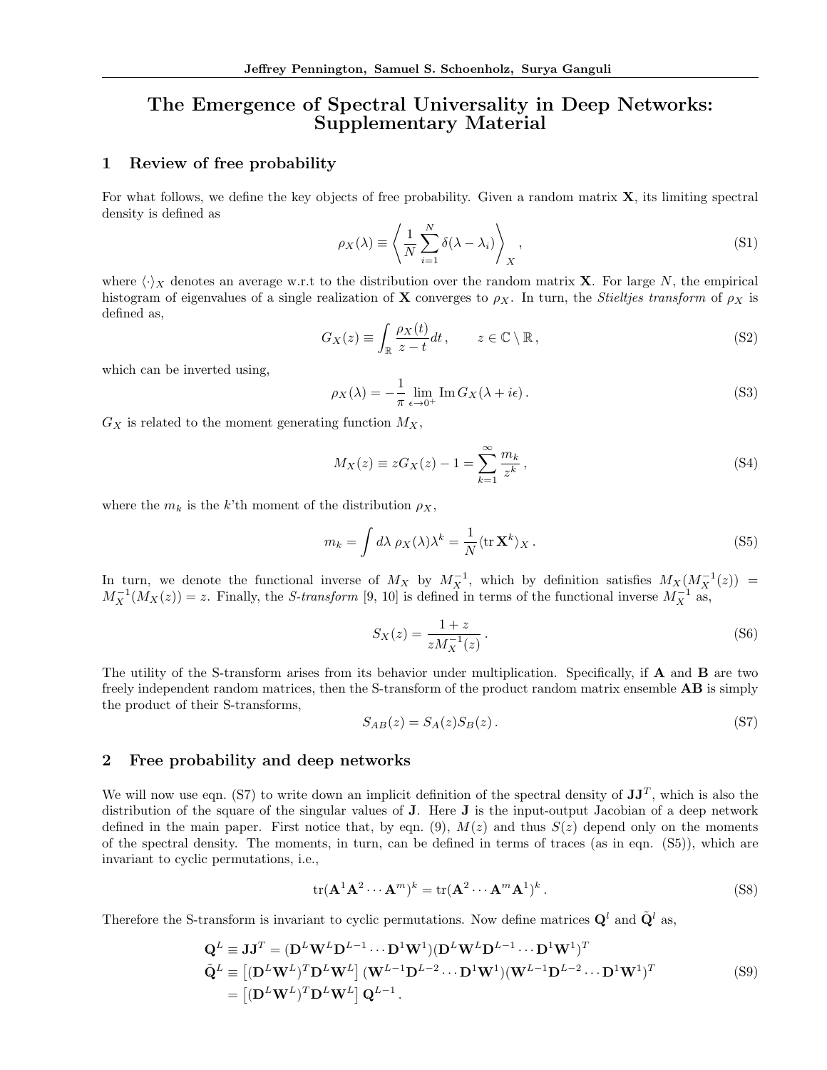# The Emergence of Spectral Universality in Deep Networks: Supplementary Material

## 1 Review of free probability

For what follows, we define the key objects of free probability. Given a random matrix $\mathbf{X}$, its limiting spectral density is defined as

$$\rho_X(\lambda) \equiv \left\langle \frac{1}{N}\sum_{i=1}^{N} \delta(\lambda - \lambda_i) \right\rangle_X , \tag{S1}$$

where $\langle\cdot\rangle_X$ denotes an average w.r.t to the distribution over the random matrix $\mathbf{X}$. For large $N$, the empirical histogram of eigenvalues of a single realization of $\mathbf{X}$ converges to $\rho_X$. In turn, the *Stieltjes transform* of $\rho_X$ is defined as,

$$G_X(z) \equiv \int_{\mathbb{R}} \frac{\rho_X(t)}{z-t} dt , \qquad z \in \mathbb{C} \setminus \mathbb{R} , \tag{S2}$$

which can be inverted using,

$$\rho_X(\lambda) = -\frac{1}{\pi} \lim_{\epsilon \to 0^+} \operatorname{Im} G_X(\lambda + i\epsilon) . \tag{S3}$$

$G_X$ is related to the moment generating function $M_X$,

$$M_X(z) \equiv z G_X(z) - 1 = \sum_{k=1}^{\infty} \frac{m_k}{z^k} , \tag{S4}$$

where the $m_k$ is the $k$'th moment of the distribution $\rho_X$,

$$m_k = \int d\lambda \, \rho_X(\lambda) \lambda^k = \frac{1}{N} \langle \operatorname{tr} \mathbf{X}^k \rangle_X . \tag{S5}$$

In turn, we denote the functional inverse of $M_X$ by $M_X^{-1}$, which by definition satisfies $M_X(M_X^{-1}(z)) = M_X^{-1}(M_X(z)) = z$. Finally, the *S-transform* [9, 10] is defined in terms of the functional inverse $M_X^{-1}$ as,

$$S_X(z) = \frac{1+z}{z M_X^{-1}(z)} . \tag{S6}$$

The utility of the S-transform arises from its behavior under multiplication. Specifically, if $\mathbf{A}$ and $\mathbf{B}$ are two freely independent random matrices, then the S-transform of the product random matrix ensemble $\mathbf{AB}$ is simply the product of their S-transforms,

$$S_{AB}(z) = S_A(z) S_B(z) . \tag{S7}$$

## 2 Free probability and deep networks

We will now use eqn. (S7) to write down an implicit definition of the spectral density of $\mathbf{J}\mathbf{J}^T$, which is also the distribution of the square of the singular values of $\mathbf{J}$. Here $\mathbf{J}$ is the input-output Jacobian of a deep network defined in the main paper. First notice that, by eqn. (9), $M(z)$ and thus $S(z)$ depend only on the moments of the spectral density. The moments, in turn, can be defined in terms of traces (as in eqn. (S5)), which are invariant to cyclic permutations, i.e.,

$$\operatorname{tr}(\mathbf{A}^1 \mathbf{A}^2 \cdots \mathbf{A}^m)^k = \operatorname{tr}(\mathbf{A}^2 \cdots \mathbf{A}^m \mathbf{A}^1)^k . \tag{S8}$$

Therefore the S-transform is invariant to cyclic permutations. Now define matrices $\mathbf{Q}^l$ and $\tilde{\mathbf{Q}}^l$ as,

$$\begin{aligned}
\mathbf{Q}^L &\equiv \mathbf{J}\mathbf{J}^T = (\mathbf{D}^L \mathbf{W}^L \mathbf{D}^{L-1} \cdots \mathbf{D}^1 \mathbf{W}^1)(\mathbf{D}^L \mathbf{W}^L \mathbf{D}^{L-1} \cdots \mathbf{D}^1 \mathbf{W}^1)^T \\
\tilde{\mathbf{Q}}^L &\equiv \left[(\mathbf{D}^L \mathbf{W}^L)^T \mathbf{D}^L \mathbf{W}^L\right] (\mathbf{W}^{L-1} \mathbf{D}^{L-2} \cdots \mathbf{D}^1 \mathbf{W}^1)(\mathbf{W}^{L-1} \mathbf{D}^{L-2} \cdots \mathbf{D}^1 \mathbf{W}^1)^T \\
&= \left[(\mathbf{D}^L \mathbf{W}^L)^T \mathbf{D}^L \mathbf{W}^L\right] \mathbf{Q}^{L-1} .
\end{aligned} \tag{S9}$$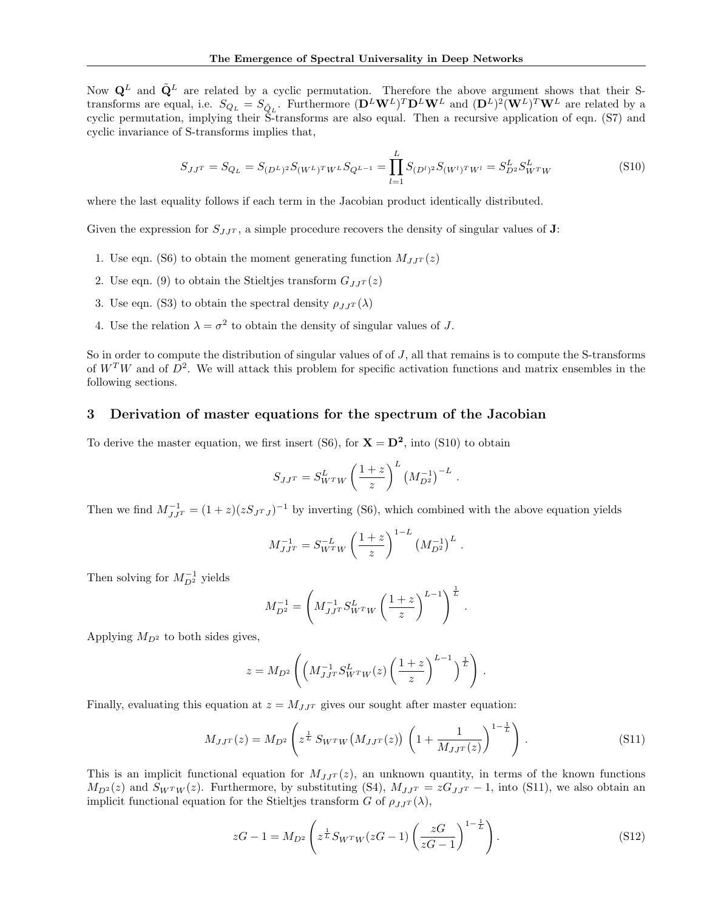Now $\mathbf{Q}^L$ and $\tilde{\mathbf{Q}}^L$ are related by a cyclic permutation. Therefore the above argument shows that their S-transforms are equal, i.e. $S_{Q_L} = S_{\tilde{Q}_L}$. Furthermore $(\mathbf{D}^L\mathbf{W}^L)^T\mathbf{D}^L\mathbf{W}^L$ and $(\mathbf{D}^L)^2(\mathbf{W}^L)^T\mathbf{W}^L$ are related by a cyclic permutation, implying their S-transforms are also equal. Then a recursive application of eqn. (S7) and cyclic invariance of S-transforms implies that,

$$S_{JJ^T} = S_{Q_L} = S_{(D^L)^2} S_{(W^L)^T W^L} S_{Q^{L-1}} = \prod_{l=1}^{L} S_{(D^l)^2} S_{(W^l)^T W^l} = S_{D^2}^L S_{W^T W}^L \tag{S10}$$

where the last equality follows if each term in the Jacobian product identically distributed.

Given the expression for $S_{JJ^T}$, a simple procedure recovers the density of singular values of $\mathbf{J}$:

1. Use eqn. (S6) to obtain the moment generating function $M_{JJ^T}(z)$
2. Use eqn. (9) to obtain the Stieltjes transform $G_{JJ^T}(z)$
3. Use eqn. (S3) to obtain the spectral density $\rho_{JJ^T}(\lambda)$
4. Use the relation $\lambda = \sigma^2$ to obtain the density of singular values of $J$.

So in order to compute the distribution of singular values of of $J$, all that remains is to compute the S-transforms of $W^T W$ and of $D^2$. We will attack this problem for specific activation functions and matrix ensembles in the following sections.

## 3 Derivation of master equations for the spectrum of the Jacobian

To derive the master equation, we first insert (S6), for $\mathbf{X} = \mathbf{D^2}$, into (S10) to obtain

$$S_{JJ^T} = S_{W^T W}^L \left(\frac{1+z}{z}\right)^L \left(M_{D^2}^{-1}\right)^{-L} .$$

Then we find $M_{JJ^T}^{-1} = (1+z)(zS_{J^T J})^{-1}$ by inverting (S6), which combined with the above equation yields

$$M_{JJ^T}^{-1} = S_{W^T W}^{-L} \left(\frac{1+z}{z}\right)^{1-L} \left(M_{D^2}^{-1}\right)^L .$$

Then solving for $M_{D^2}^{-1}$ yields

$$M_{D^2}^{-1} = \left(M_{JJ^T}^{-1} S_{W^T W}^L \left(\frac{1+z}{z}\right)^{L-1}\right)^{\frac{1}{L}} .$$

Applying $M_{D^2}$ to both sides gives,

$$z = M_{D^2}\left(\left(M_{JJ^T}^{-1} S_{W^T W}^L(z) \left(\frac{1+z}{z}\right)^{L-1}\right)^{\frac{1}{L}}\right) .$$

Finally, evaluating this equation at $z = M_{JJ^T}$ gives our sought after master equation:

$$M_{JJ^T}(z) = M_{D^2}\left(z^{\frac{1}{L}}\, S_{W^T W}\big(M_{JJ^T}(z)\big) \left(1 + \frac{1}{M_{JJ^T}(z)}\right)^{1-\frac{1}{L}}\right) . \tag{S11}$$

This is an implicit functional equation for $M_{JJ^T}(z)$, an unknown quantity, in terms of the known functions $M_{D^2}(z)$ and $S_{W^T W}(z)$. Furthermore, by substituting (S4), $M_{JJ^T} = zG_{JJ^T} - 1$, into (S11), we also obtain an implicit functional equation for the Stieltjes transform $G$ of $\rho_{JJ^T}(\lambda)$,

$$zG - 1 = M_{D^2}\left(z^{\frac{1}{L}} S_{W^T W}(zG - 1) \left(\frac{zG}{zG - 1}\right)^{1-\frac{1}{L}}\right) . \tag{S12}$$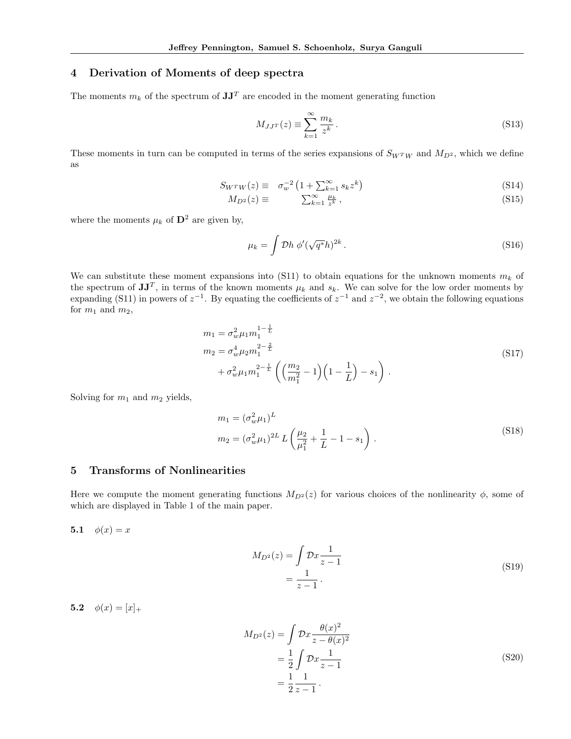## 4 Derivation of Moments of deep spectra

The moments $m_k$ of the spectrum of $\mathbf{J}\mathbf{J}^T$ are encoded in the moment generating function

$$M_{JJ^T}(z) \equiv \sum_{k=1}^{\infty} \frac{m_k}{z^k} . \tag{S13}$$

These moments in turn can be computed in terms of the series expansions of $S_{W^TW}$ and $M_{D^2}$, which we define as

$$\begin{aligned} S_{W^TW}(z) &\equiv \quad \sigma_w^{-2}\left(1+\textstyle\sum_{k=1}^{\infty} s_k z^k\right) & \text{(S14)}\\ M_{D^2}(z) &\equiv \qquad\quad \textstyle\sum_{k=1}^{\infty} \frac{\mu_k}{z^k} , & \text{(S15)} \end{aligned}$$

where the moments $\mu_k$ of $\mathbf{D}^2$ are given by,

$$\mu_k = \int \mathcal{D}h \; \phi'(\sqrt{q^*}h)^{2k} . \tag{S16}$$

We can substitute these moment expansions into (S11) to obtain equations for the unknown moments $m_k$ of the spectrum of $\mathbf{J}\mathbf{J}^T$, in terms of the known moments $\mu_k$ and $s_k$. We can solve for the low order moments by expanding (S11) in powers of $z^{-1}$. By equating the coefficients of $z^{-1}$ and $z^{-2}$, we obtain the following equations for $m_1$ and $m_2$,

$$\begin{aligned} m_1 &= \sigma_w^2 \mu_1 m_1^{1-\frac{1}{L}} \\ m_2 &= \sigma_w^4 \mu_2 m_1^{2-\frac{2}{L}} \\ &\quad + \sigma_w^2 \mu_1 m_1^{2-\frac{1}{L}} \left( \Big(\frac{m_2}{m_1^2} - 1\Big)\Big(1 - \frac{1}{L}\Big) - s_1 \right) . \end{aligned} \tag{S17}$$

Solving for $m_1$ and $m_2$ yields,

$$\begin{aligned} m_1 &= (\sigma_w^2 \mu_1)^L \\ m_2 &= (\sigma_w^2 \mu_1)^{2L} \, L \left( \frac{\mu_2}{\mu_1^2} + \frac{1}{L} - 1 - s_1 \right) . \end{aligned} \tag{S18}$$

## 5 Transforms of Nonlinearities

Here we compute the moment generating functions $M_{D^2}(z)$ for various choices of the nonlinearity $\phi$, some of which are displayed in Table 1 of the main paper.

### 5.1 $\phi(x) = x$

$$\begin{aligned} M_{D^2}(z) &= \int \mathcal{D}x \frac{1}{z-1} \\ &= \frac{1}{z-1} . \end{aligned} \tag{S19}$$

### 5.2 $\phi(x) = [x]_+$

$$\begin{aligned} M_{D^2}(z) &= \int \mathcal{D}x \frac{\theta(x)^2}{z - \theta(x)^2} \\ &= \frac{1}{2} \int \mathcal{D}x \frac{1}{z-1} \\ &= \frac{1}{2} \frac{1}{z-1} . \end{aligned} \tag{S20}$$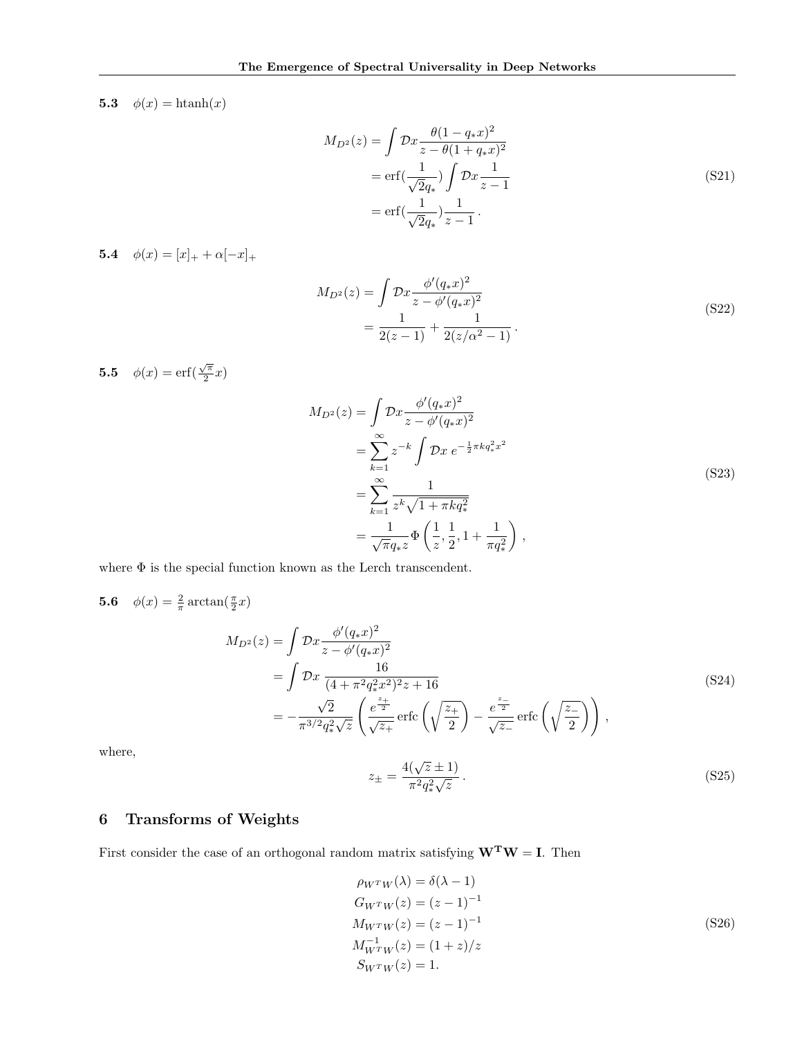### 5.3 $\phi(x) = \text{htanh}(x)$

$$
\begin{aligned}
M_{D^2}(z) &= \int \mathcal{D}x \frac{\theta(1 - q_* x)^2}{z - \theta(1 + q_* x)^2} \\
&= \text{erf}(\frac{1}{\sqrt{2}q_*}) \int \mathcal{D}x \frac{1}{z-1} \\
&= \text{erf}(\frac{1}{\sqrt{2}q_*}) \frac{1}{z-1} \,.
\end{aligned}
\tag{S21}
$$

### 5.4 $\phi(x) = [x]_+ + \alpha[-x]_+$

$$
\begin{aligned}
M_{D^2}(z) &= \int \mathcal{D}x \frac{\phi'(q_* x)^2}{z - \phi'(q_* x)^2} \\
&= \frac{1}{2(z-1)} + \frac{1}{2(z/\alpha^2 - 1)} \,.
\end{aligned}
\tag{S22}
$$

### 5.5 $\phi(x) = \text{erf}(\frac{\sqrt{\pi}}{2}x)$

$$
\begin{aligned}
M_{D^2}(z) &= \int \mathcal{D}x \frac{\phi'(q_* x)^2}{z - \phi'(q_* x)^2} \\
&= \sum_{k=1}^{\infty} z^{-k} \int \mathcal{D}x \; e^{-\frac{1}{2}\pi k q_*^2 x^2} \\
&= \sum_{k=1}^{\infty} \frac{1}{z^k \sqrt{1 + \pi k q_*^2}} \\
&= \frac{1}{\sqrt{\pi} q_* z} \Phi\left(\frac{1}{z}, \frac{1}{2}, 1 + \frac{1}{\pi q_*^2}\right) \,,
\end{aligned}
\tag{S23}
$$

where $\Phi$ is the special function known as the Lerch transcendent.

### 5.6 $\phi(x) = \frac{2}{\pi}\arctan(\frac{\pi}{2}x)$

$$
\begin{aligned}
M_{D^2}(z) &= \int \mathcal{D}x \frac{\phi'(q_* x)^2}{z - \phi'(q_* x)^2} \\
&= \int \mathcal{D}x \; \frac{16}{(4 + \pi^2 q_*^2 x^2)^2 z + 16} \\
&= -\frac{\sqrt{2}}{\pi^{3/2} q_*^2 \sqrt{z}} \left( \frac{e^{\frac{z_+}{2}}}{\sqrt{z_+}} \text{erfc}\left(\sqrt{\frac{z_+}{2}}\right) - \frac{e^{\frac{z_-}{2}}}{\sqrt{z_-}} \text{erfc}\left(\sqrt{\frac{z_-}{2}}\right) \right) \,,
\end{aligned}
\tag{S24}
$$

where,

$$
z_\pm = \frac{4(\sqrt{z} \pm 1)}{\pi^2 q_*^2 \sqrt{z}} \,.
\tag{S25}
$$

## 6 Transforms of Weights

First consider the case of an orthogonal random matrix satisfying $\mathbf{W^T W} = \mathbf{I}$. Then

$$
\begin{aligned}
\rho_{W^T W}(\lambda) &= \delta(\lambda - 1) \\
G_{W^T W}(z) &= (z-1)^{-1} \\
M_{W^T W}(z) &= (z-1)^{-1} \\
M_{W^T W}^{-1}(z) &= (1+z)/z \\
S_{W^T W}(z) &= 1.
\end{aligned}
\tag{S26}
$$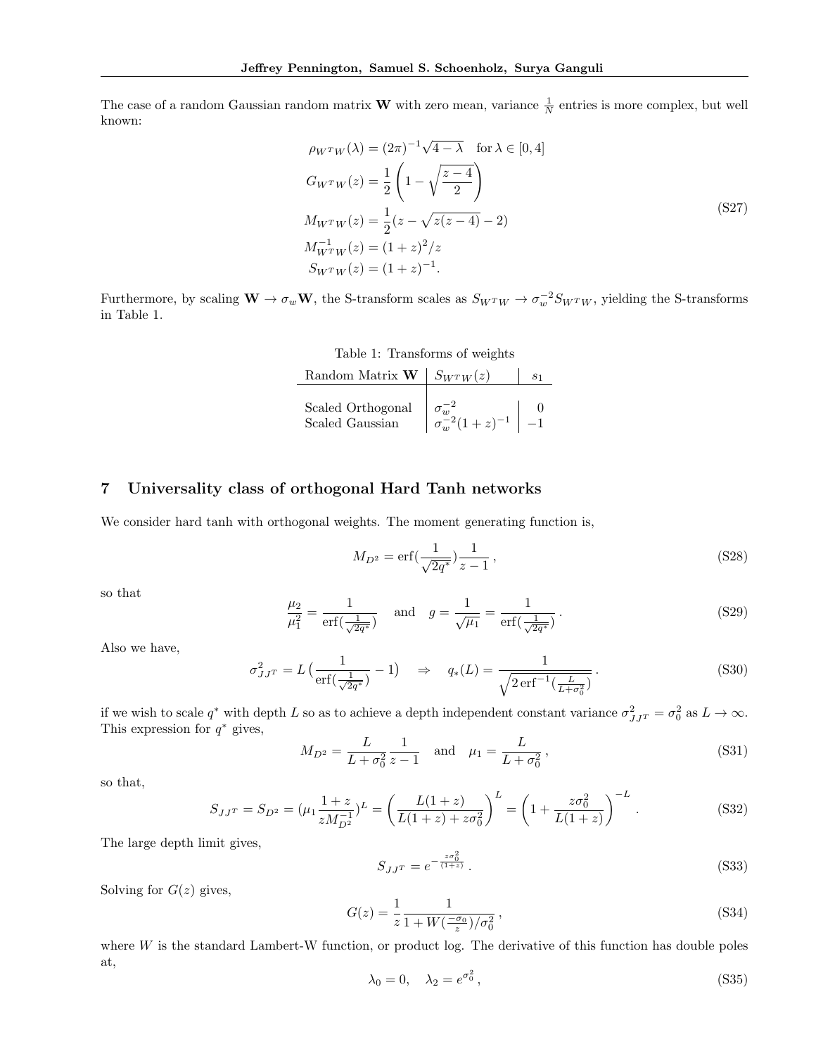The case of a random Gaussian random matrix $\mathbf{W}$ with zero mean, variance $\frac{1}{N}$ entries is more complex, but well known:

$$
\begin{aligned}
\rho_{W^TW}(\lambda) &= (2\pi)^{-1}\sqrt{4-\lambda} \quad \text{for } \lambda \in [0,4] \\
G_{W^TW}(z) &= \frac{1}{2}\left(1 - \sqrt{\frac{z-4}{2}}\right) \\
M_{W^TW}(z) &= \frac{1}{2}(z - \sqrt{z(z-4)} - 2) \\
M^{-1}_{W^TW}(z) &= (1+z)^2/z \\
S_{W^TW}(z) &= (1+z)^{-1}.
\end{aligned}
\tag{S27}
$$

Furthermore, by scaling $\mathbf{W} \to \sigma_w \mathbf{W}$, the S-transform scales as $S_{W^TW} \to \sigma_w^{-2} S_{W^TW}$, yielding the S-transforms in Table 1.

Table 1: Transforms of weights

| Random Matrix $\mathbf{W}$ | $S_{W^TW}(z)$ | $s_1$ |
|---|---|---|
| Scaled Orthogonal | $\sigma_w^{-2}$ | 0 |
| Scaled Gaussian | $\sigma_w^{-2}(1+z)^{-1}$ | $-1$ |

## 7 Universality class of orthogonal Hard Tanh networks

We consider hard tanh with orthogonal weights. The moment generating function is,

$$
M_{D^2} = \operatorname{erf}\left(\frac{1}{\sqrt{2q^*}}\right)\frac{1}{z-1}\,, \tag{S28}
$$

so that

$$
\frac{\mu_2}{\mu_1^2} = \frac{1}{\operatorname{erf}(\frac{1}{\sqrt{2q^*}})} \quad \text{and} \quad g = \frac{1}{\sqrt{\mu_1}} = \frac{1}{\operatorname{erf}(\frac{1}{\sqrt{2q^*}})}\,. \tag{S29}
$$

Also we have,

$$
\sigma^2_{JJ^T} = L\left(\frac{1}{\operatorname{erf}(\frac{1}{\sqrt{2q^*}})} - 1\right) \quad \Rightarrow \quad q_*(L) = \frac{1}{\sqrt{2\operatorname{erf}^{-1}(\frac{L}{L+\sigma_0^2})}}\,. \tag{S30}
$$

if we wish to scale $q^*$ with depth $L$ so as to achieve a depth independent constant variance $\sigma^2_{JJ^T} = \sigma_0^2$ as $L \to \infty$. This expression for $q^*$ gives,

$$
M_{D^2} = \frac{L}{L+\sigma_0^2}\frac{1}{z-1} \quad \text{and} \quad \mu_1 = \frac{L}{L+\sigma_0^2}\,, \tag{S31}
$$

so that,

$$
S_{JJ^T} = S_{D^2} = \left(\mu_1 \frac{1+z}{zM^{-1}_{D^2}}\right)^L = \left(\frac{L(1+z)}{L(1+z)+z\sigma_0^2}\right)^L = \left(1 + \frac{z\sigma_0^2}{L(1+z)}\right)^{-L}\,. \tag{S32}
$$

The large depth limit gives,

$$
S_{JJ^T} = e^{-\frac{z\sigma_0^2}{(1+z)}}\,. \tag{S33}
$$

Solving for $G(z)$ gives,

$$
G(z) = \frac{1}{z}\frac{1}{1 + W(\frac{-\sigma_0}{z})/\sigma_0^2}\,, \tag{S34}
$$

where $W$ is the standard Lambert-W function, or product log. The derivative of this function has double poles at,

$$
\lambda_0 = 0, \quad \lambda_2 = e^{\sigma_0^2}\,, \tag{S35}
$$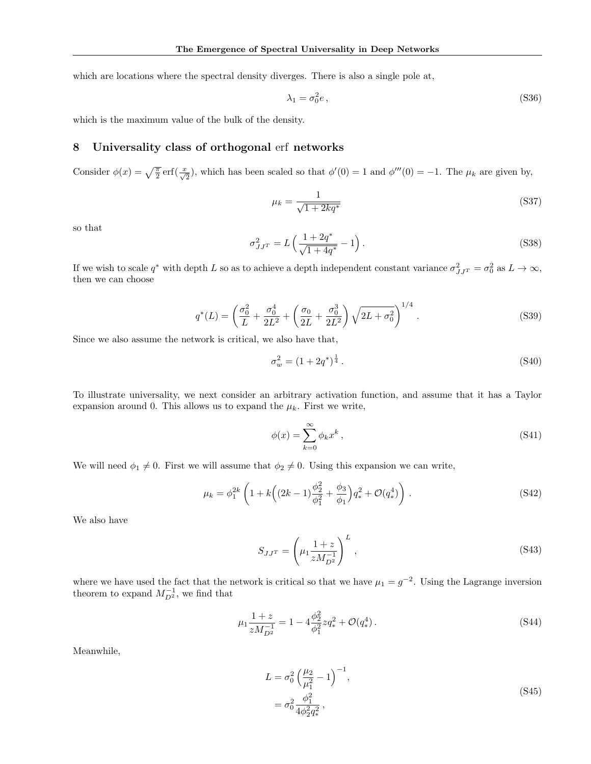which are locations where the spectral density diverges. There is also a single pole at,

$$\lambda_1 = \sigma_0^2 e\,, \tag{S36}$$

which is the maximum value of the bulk of the density.

## 8 Universality class of orthogonal erf networks

Consider $\phi(x) = \sqrt{\frac{\pi}{2}}\,\mathrm{erf}(\frac{x}{\sqrt{2}})$, which has been scaled so that $\phi'(0) = 1$ and $\phi'''(0) = -1$. The $\mu_k$ are given by,

$$\mu_k = \frac{1}{\sqrt{1+2kq^*}} \tag{S37}$$

so that

$$\sigma^2_{JJ^T} = L\Big(\frac{1+2q^*}{\sqrt{1+4q^*}} - 1\Big)\,. \tag{S38}$$

If we wish to scale $q^*$ with depth $L$ so as to achieve a depth independent constant variance $\sigma^2_{JJ^T} = \sigma_0^2$ as $L \to \infty$, then we can choose

$$q^*(L) = \left(\frac{\sigma_0^2}{L} + \frac{\sigma_0^4}{2L^2} + \left(\frac{\sigma_0}{2L} + \frac{\sigma_0^3}{2L^2}\right)\sqrt{2L+\sigma_0^2}\right)^{1/4}\,. \tag{S39}$$

Since we also assume the network is critical, we also have that,

$$\sigma_w^2 = (1+2q^*)^{\frac{1}{4}}\,. \tag{S40}$$

To illustrate universality, we next consider an arbitrary activation function, and assume that it has a Taylor expansion around 0. This allows us to expand the $\mu_k$. First we write,

$$\phi(x) = \sum_{k=0}^{\infty} \phi_k x^k\,, \tag{S41}$$

We will need $\phi_1 \neq 0$. First we will assume that $\phi_2 \neq 0$. Using this expansion we can write,

$$\mu_k = \phi_1^{2k}\left(1 + k\Big((2k-1)\frac{\phi_2^2}{\phi_1^2} + \frac{\phi_3}{\phi_1}\Big)q_*^2 + \mathcal{O}(q_*^4)\right)\,. \tag{S42}$$

We also have

$$S_{JJ^T} = \left(\mu_1 \frac{1+z}{zM^{-1}_{D^2}}\right)^L\,, \tag{S43}$$

where we have used the fact that the network is critical so that we have $\mu_1 = g^{-2}$. Using the Lagrange inversion theorem to expand $M^{-1}_{D^2}$, we find that

$$\mu_1 \frac{1+z}{zM^{-1}_{D^2}} = 1 - 4\frac{\phi_2^2}{\phi_1^2} z q_*^2 + \mathcal{O}(q_*^4)\,. \tag{S44}$$

Meanwhile,

$$\begin{aligned} L &= \sigma_0^2\left(\frac{\mu_2}{\mu_1^2} - 1\right)^{-1}, \\ &= \sigma_0^2 \frac{\phi_1^2}{4\phi_2^2 q_*^2}\,, \end{aligned} \tag{S45}$$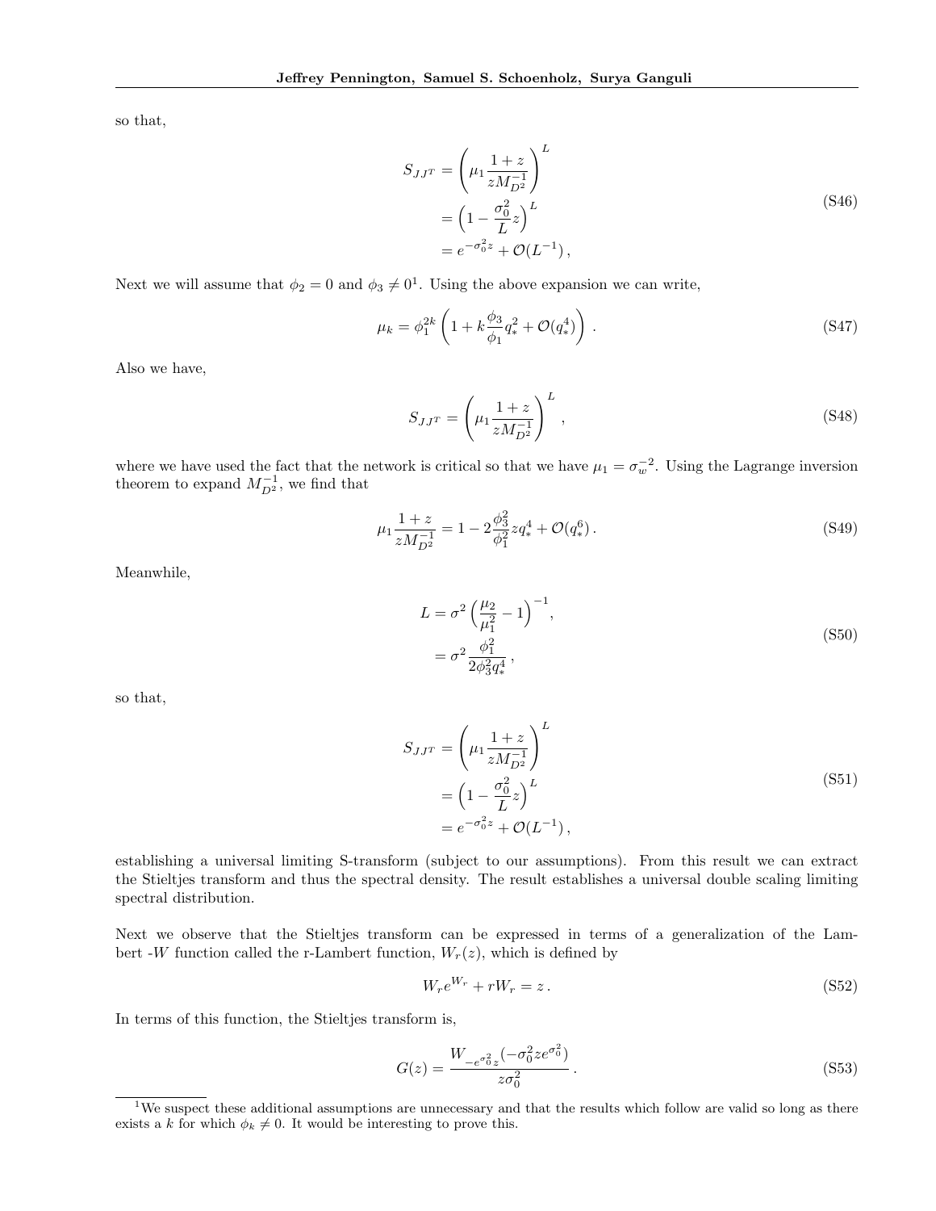so that,

$$
\begin{aligned}
S_{JJ^T} &= \left(\mu_1 \frac{1+z}{zM_{D^2}^{-1}}\right)^L \\
&= \left(1 - \frac{\sigma_0^2}{L} z\right)^L \\
&= e^{-\sigma_0^2 z} + \mathcal{O}(L^{-1})\,,
\end{aligned}
\tag{S46}
$$

Next we will assume that $\phi_2 = 0$ and $\phi_3 \neq 0$[1]. Using the above expansion we can write,

$$
\mu_k = \phi_1^{2k}\left(1 + k\frac{\phi_3}{\phi_1}q_*^2 + \mathcal{O}(q_*^4)\right)\,. \tag{S47}
$$

Also we have,

$$
S_{JJ^T} = \left(\mu_1 \frac{1+z}{zM_{D^2}^{-1}}\right)^L\,, \tag{S48}
$$

where we have used the fact that the network is critical so that we have $\mu_1 = \sigma_w^{-2}$. Using the Lagrange inversion theorem to expand $M_{D^2}^{-1}$, we find that

$$
\mu_1 \frac{1+z}{zM_{D^2}^{-1}} = 1 - 2\frac{\phi_3^2}{\phi_1^2} z q_*^4 + \mathcal{O}(q_*^6)\,. \tag{S49}
$$

Meanwhile,

$$
\begin{aligned}
L &= \sigma^2 \left(\frac{\mu_2}{\mu_1^2} - 1\right)^{-1}, \\
&= \sigma^2 \frac{\phi_1^2}{2\phi_3^2 q_*^4}\,,
\end{aligned}
\tag{S50}
$$

so that,

$$
\begin{aligned}
S_{JJ^T} &= \left(\mu_1 \frac{1+z}{zM_{D^2}^{-1}}\right)^L \\
&= \left(1 - \frac{\sigma_0^2}{L} z\right)^L \\
&= e^{-\sigma_0^2 z} + \mathcal{O}(L^{-1})\,,
\end{aligned}
\tag{S51}
$$

establishing a universal limiting S-transform (subject to our assumptions). From this result we can extract the Stieltjes transform and thus the spectral density. The result establishes a universal double scaling limiting spectral distribution.

Next we observe that the Stieltjes transform can be expressed in terms of a generalization of the Lambert -$W$ function called the r-Lambert function, $W_r(z)$, which is defined by

$$
W_r e^{W_r} + rW_r = z\,. \tag{S52}
$$

In terms of this function, the Stieltjes transform is,

$$
G(z) = \frac{W_{-e^{\sigma_0^2} z}(-\sigma_0^2 z e^{\sigma_0^2})}{z\sigma_0^2}\,. \tag{S53}
$$

[1] We suspect these additional assumptions are unnecessary and that the results which follow are valid so long as there exists a $k$ for which $\phi_k \neq 0$. It would be interesting to prove this.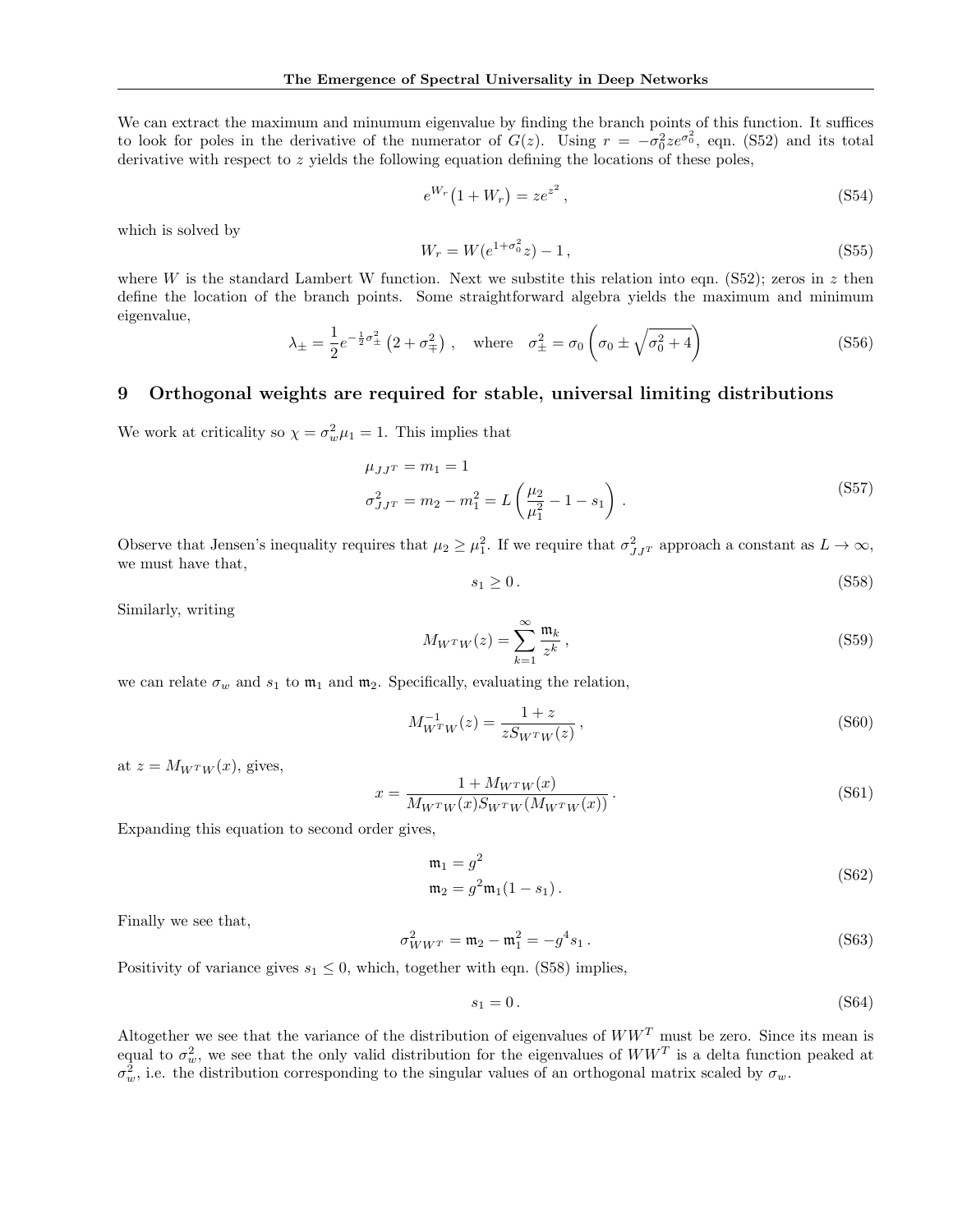We can extract the maximum and minumum eigenvalue by finding the branch points of this function. It suffices to look for poles in the derivative of the numerator of $G(z)$. Using $r = -\sigma_0^2 z e^{\sigma_0^2}$, eqn. (S52) and its total derivative with respect to $z$ yields the following equation defining the locations of these poles,

$$e^{W_r}\left(1 + W_r\right) = z e^{z^2}\,, \tag{S54}$$

which is solved by

$$W_r = W(e^{1+\sigma_0^2} z) - 1\,, \tag{S55}$$

where $W$ is the standard Lambert W function. Next we substite this relation into eqn. (S52); zeros in $z$ then define the location of the branch points. Some straightforward algebra yields the maximum and minimum eigenvalue,

$$\lambda_\pm = \frac{1}{2} e^{-\frac{1}{2}\sigma_\pm^2}\left(2 + \sigma_\mp^2\right)\,, \quad \text{where} \quad \sigma_\pm^2 = \sigma_0\left(\sigma_0 \pm \sqrt{\sigma_0^2 + 4}\right) \tag{S56}$$

## 9 Orthogonal weights are required for stable, universal limiting distributions

We work at criticality so $\chi = \sigma_w^2 \mu_1 = 1$. This implies that

$$\begin{aligned}
\mu_{JJ^T} &= m_1 = 1 \\
\sigma_{JJ^T}^2 &= m_2 - m_1^2 = L\left(\frac{\mu_2}{\mu_1^2} - 1 - s_1\right)\,.
\end{aligned} \tag{S57}$$

Observe that Jensen's inequality requires that $\mu_2 \geq \mu_1^2$. If we require that $\sigma_{JJ^T}^2$ approach a constant as $L \to \infty$, we must have that,

$$s_1 \geq 0\,. \tag{S58}$$

Similarly, writing

$$M_{W^TW}(z) = \sum_{k=1}^{\infty} \frac{\mathfrak{m}_k}{z^k}\,, \tag{S59}$$

we can relate $\sigma_w$ and $s_1$ to $\mathfrak{m}_1$ and $\mathfrak{m}_2$. Specifically, evaluating the relation,

$$M_{W^TW}^{-1}(z) = \frac{1+z}{z S_{W^TW}(z)}\,, \tag{S60}$$

at $z = M_{W^TW}(x)$, gives,

$$x = \frac{1 + M_{W^TW}(x)}{M_{W^TW}(x) S_{W^TW}(M_{W^TW}(x))}\,. \tag{S61}$$

Expanding this equation to second order gives,

$$\begin{aligned}
\mathfrak{m}_1 &= g^2 \\
\mathfrak{m}_2 &= g^2 \mathfrak{m}_1 (1 - s_1)\,.
\end{aligned} \tag{S62}$$

Finally we see that,

$$\sigma_{WW^T}^2 = \mathfrak{m}_2 - \mathfrak{m}_1^2 = -g^4 s_1\,. \tag{S63}$$

Positivity of variance gives $s_1 \leq 0$, which, together with eqn. (S58) implies,

$$s_1 = 0\,. \tag{S64}$$

Altogether we see that the variance of the distribution of eigenvalues of $WW^T$ must be zero. Since its mean is equal to $\sigma_w^2$, we see that the only valid distribution for the eigenvalues of $WW^T$ is a delta function peaked at $\sigma_w^2$, i.e. the distribution corresponding to the singular values of an orthogonal matrix scaled by $\sigma_w$.